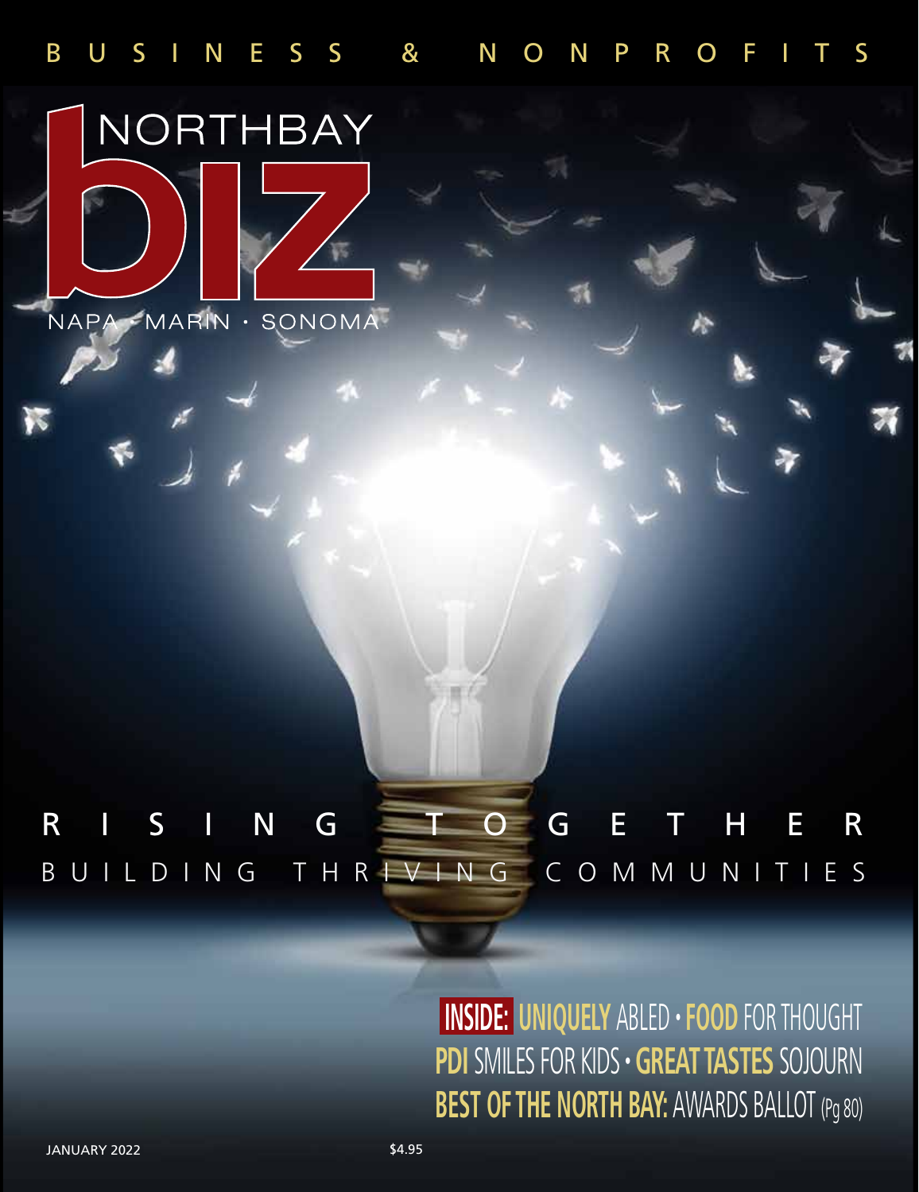BUSINESS & NONPROFITS

# NORTHBAY biz

NAPA · MARIN · SONOMA

## RISING TOGETHER

### BUILDING THRIVING COMMUNITIES

**INSIDE:** **UNIQUELY** ABLED • **FOOD** FOR THOUGHT
**PDI** SMILES FOR KIDS • **GREAT TASTES** SOJOURN
**BEST OF THE NORTH BAY:** AWARDS BALLOT (Pg 80)

JANUARY 2022

$4.95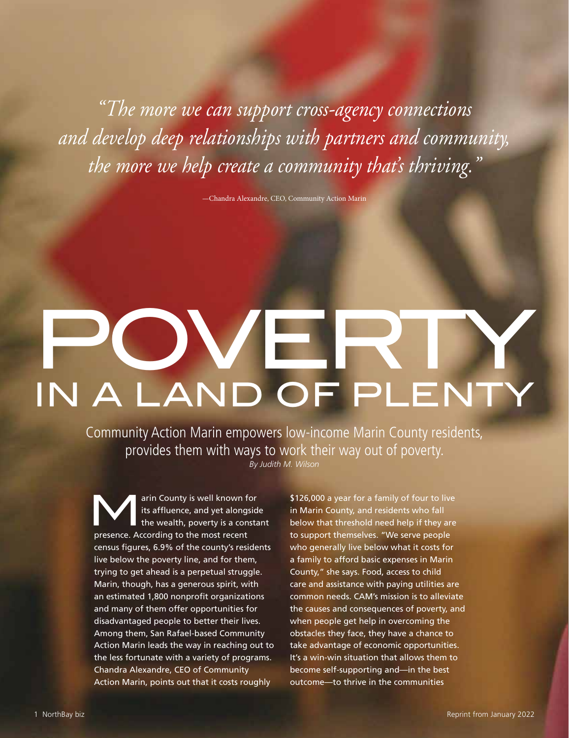*"The more we can support cross-agency connections and develop deep relationships with partners and community, the more we help create a community that's thriving."*

—Chandra Alexandre, CEO, Community Action Marin

# POVERTY IN A LAND OF PLENTY

Community Action Marin empowers low-income Marin County residents, provides them with ways to work their way out of poverty.

*By Judith M. Wilson*

Marin County is well known for its affluence, and yet alongside the wealth, poverty is a constant presence. According to the most recent census figures, 6.9% of the county's residents live below the poverty line, and for them, trying to get ahead is a perpetual struggle. Marin, though, has a generous spirit, with an estimated 1,800 nonprofit organizations and many of them offer opportunities for disadvantaged people to better their lives. Among them, San Rafael-based Community Action Marin leads the way in reaching out to the less fortunate with a variety of programs. Chandra Alexandre, CEO of Community Action Marin, points out that it costs roughly $126,000 a year for a family of four to live in Marin County, and residents who fall below that threshold need help if they are to support themselves. "We serve people who generally live below what it costs for a family to afford basic expenses in Marin County," she says. Food, access to child care and assistance with paying utilities are common needs. CAM's mission is to alleviate the causes and consequences of poverty, and when people get help in overcoming the obstacles they face, they have a chance to take advantage of economic opportunities. It's a win-win situation that allows them to become self-supporting and—in the best outcome—to thrive in the communities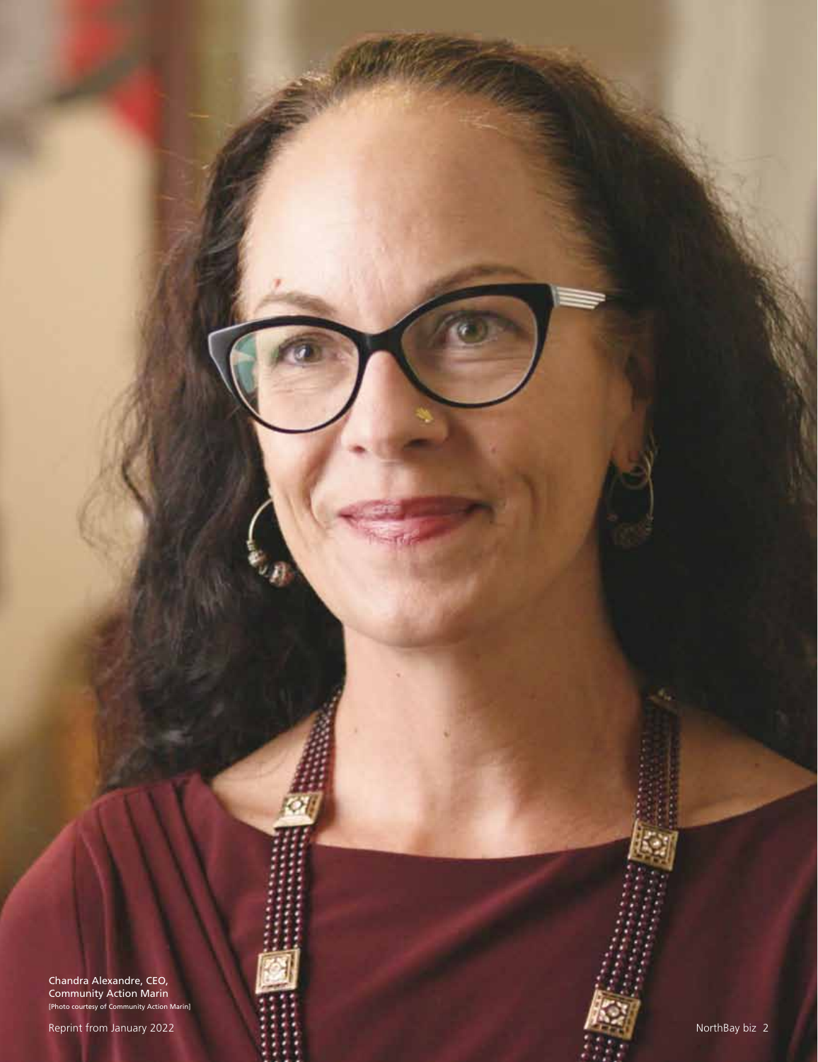Chandra Alexandre, CEO, Community Action Marin
[Photo courtesy of Community Action Marin]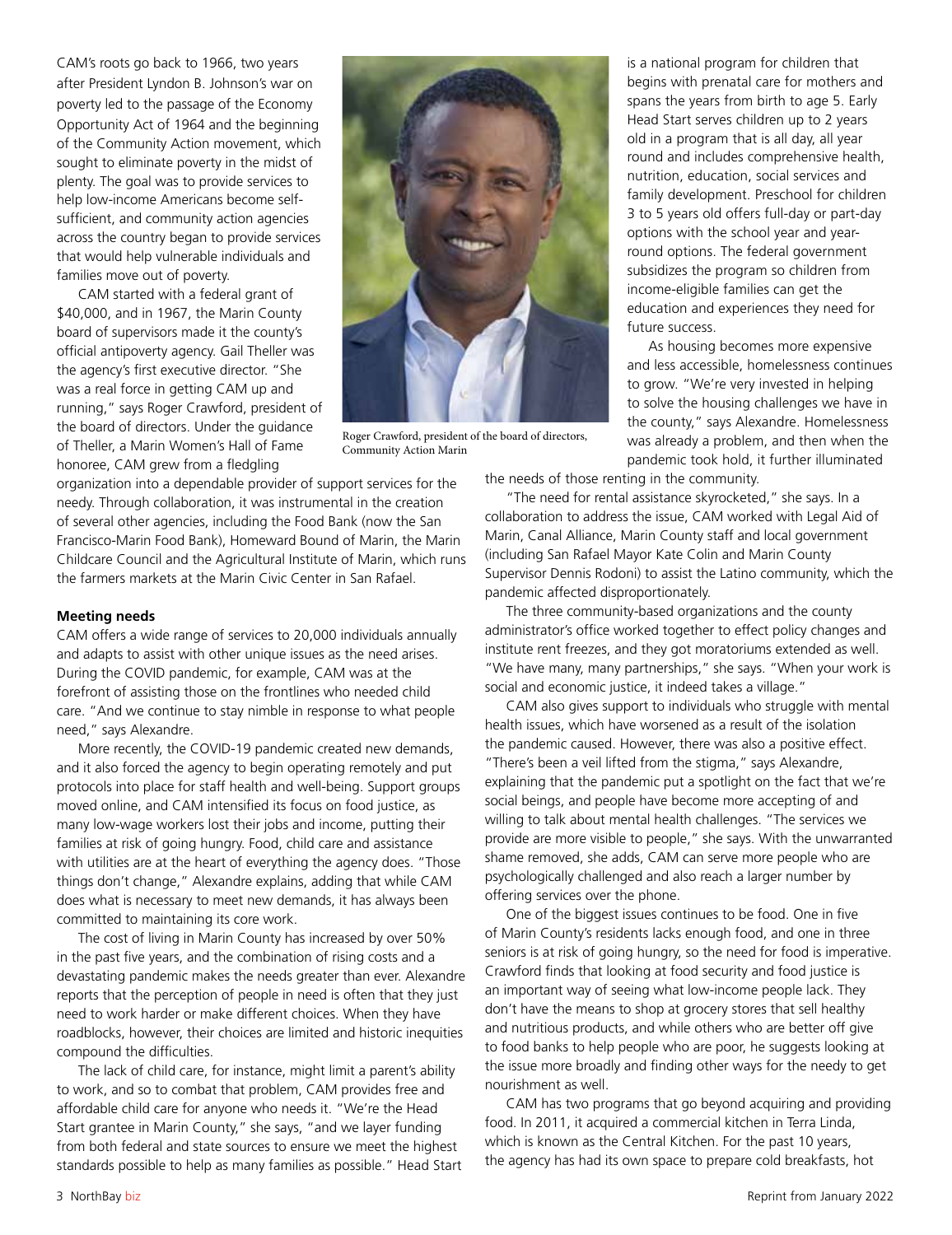CAM's roots go back to 1966, two years after President Lyndon B. Johnson's war on poverty led to the passage of the Economy Opportunity Act of 1964 and the beginning of the Community Action movement, which sought to eliminate poverty in the midst of plenty. The goal was to provide services to help low-income Americans become self-sufficient, and community action agencies across the country began to provide services that would help vulnerable individuals and families move out of poverty.

CAM started with a federal grant of $40,000, and in 1967, the Marin County board of supervisors made it the county's official antipoverty agency. Gail Theller was the agency's first executive director. "She was a real force in getting CAM up and running," says Roger Crawford, president of the board of directors. Under the guidance of Theller, a Marin Women's Hall of Fame honoree, CAM grew from a fledgling organization into a dependable provider of support services for the needy. Through collaboration, it was instrumental in the creation of several other agencies, including the Food Bank (now the San Francisco-Marin Food Bank), Homeward Bound of Marin, the Marin Childcare Council and the Agricultural Institute of Marin, which runs the farmers markets at the Marin Civic Center in San Rafael.

Roger Crawford, president of the board of directors, Community Action Marin

**Meeting needs**

CAM offers a wide range of services to 20,000 individuals annually and adapts to assist with other unique issues as the need arises. During the COVID pandemic, for example, CAM was at the forefront of assisting those on the frontlines who needed child care. "And we continue to stay nimble in response to what people need," says Alexandre.

More recently, the COVID-19 pandemic created new demands, and it also forced the agency to begin operating remotely and put protocols into place for staff health and well-being. Support groups moved online, and CAM intensified its focus on food justice, as many low-wage workers lost their jobs and income, putting their families at risk of going hungry. Food, child care and assistance with utilities are at the heart of everything the agency does. "Those things don't change," Alexandre explains, adding that while CAM does what is necessary to meet new demands, it has always been committed to maintaining its core work.

The cost of living in Marin County has increased by over 50% in the past five years, and the combination of rising costs and a devastating pandemic makes the needs greater than ever. Alexandre reports that the perception of people in need is often that they just need to work harder or make different choices. When they have roadblocks, however, their choices are limited and historic inequities compound the difficulties.

The lack of child care, for instance, might limit a parent's ability to work, and so to combat that problem, CAM provides free and affordable child care for anyone who needs it. "We're the Head Start grantee in Marin County," she says, "and we layer funding from both federal and state sources to ensure we meet the highest standards possible to help as many families as possible." Head Start is a national program for children that begins with prenatal care for mothers and spans the years from birth to age 5. Early Head Start serves children up to 2 years old in a program that is all day, all year round and includes comprehensive health, nutrition, education, social services and family development. Preschool for children 3 to 5 years old offers full-day or part-day options with the school year and year-round options. The federal government subsidizes the program so children from income-eligible families can get the education and experiences they need for future success.

As housing becomes more expensive and less accessible, homelessness continues to grow. "We're very invested in helping to solve the housing challenges we have in the county," says Alexandre. Homelessness was already a problem, and then when the pandemic took hold, it further illuminated the needs of those renting in the community.

"The need for rental assistance skyrocketed," she says. In a collaboration to address the issue, CAM worked with Legal Aid of Marin, Canal Alliance, Marin County staff and local government (including San Rafael Mayor Kate Colin and Marin County Supervisor Dennis Rodoni) to assist the Latino community, which the pandemic affected disproportionately.

The three community-based organizations and the county administrator's office worked together to effect policy changes and institute rent freezes, and they got moratoriums extended as well. "We have many, many partnerships," she says. "When your work is social and economic justice, it indeed takes a village."

CAM also gives support to individuals who struggle with mental health issues, which have worsened as a result of the isolation the pandemic caused. However, there was also a positive effect. "There's been a veil lifted from the stigma," says Alexandre, explaining that the pandemic put a spotlight on the fact that we're social beings, and people have become more accepting of and willing to talk about mental health challenges. "The services we provide are more visible to people," she says. With the unwarranted shame removed, she adds, CAM can serve more people who are psychologically challenged and also reach a larger number by offering services over the phone.

One of the biggest issues continues to be food. One in five of Marin County's residents lacks enough food, and one in three seniors is at risk of going hungry, so the need for food is imperative. Crawford finds that looking at food security and food justice is an important way of seeing what low-income people lack. They don't have the means to shop at grocery stores that sell healthy and nutritious products, and while others who are better off give to food banks to help people who are poor, he suggests looking at the issue more broadly and finding other ways for the needy to get nourishment as well.

CAM has two programs that go beyond acquiring and providing food. In 2011, it acquired a commercial kitchen in Terra Linda, which is known as the Central Kitchen. For the past 10 years, the agency has had its own space to prepare cold breakfasts, hot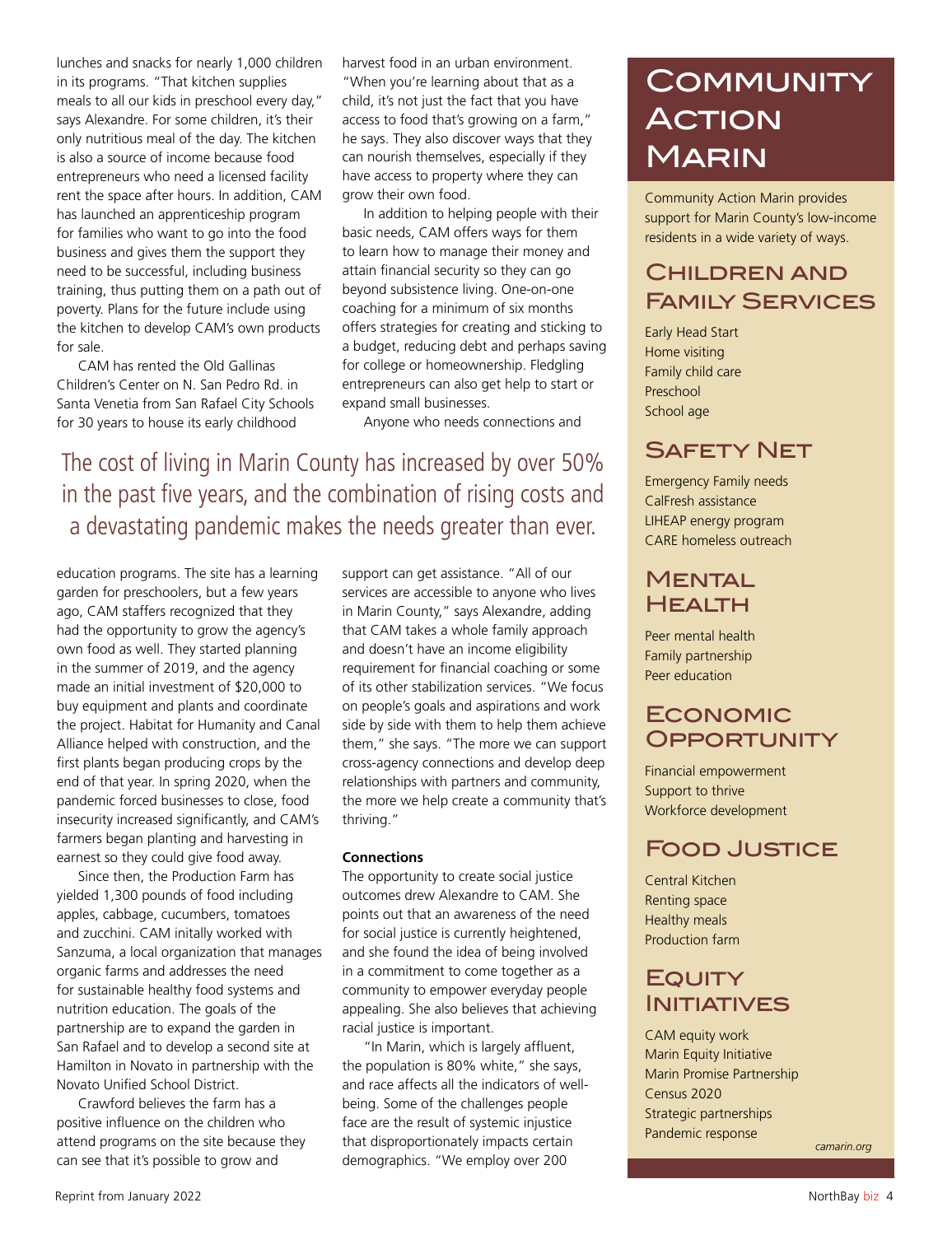lunches and snacks for nearly 1,000 children in its programs. "That kitchen supplies meals to all our kids in preschool every day," says Alexandre. For some children, it's their only nutritious meal of the day. The kitchen is also a source of income because food entrepreneurs who need a licensed facility rent the space after hours. In addition, CAM has launched an apprenticeship program for families who want to go into the food business and gives them the support they need to be successful, including business training, thus putting them on a path out of poverty. Plans for the future include using the kitchen to develop CAM's own products for sale.

CAM has rented the Old Gallinas Children's Center on N. San Pedro Rd. in Santa Venetia from San Rafael City Schools for 30 years to house its early childhood education programs. The site has a learning garden for preschoolers, but a few years ago, CAM staffers recognized that they had the opportunity to grow the agency's own food as well. They started planning in the summer of 2019, and the agency made an initial investment of $20,000 to buy equipment and plants and coordinate the project. Habitat for Humanity and Canal Alliance helped with construction, and the first plants began producing crops by the end of that year. In spring 2020, when the pandemic forced businesses to close, food insecurity increased significantly, and CAM's farmers began planting and harvesting in earnest so they could give food away.

Since then, the Production Farm has yielded 1,300 pounds of food including apples, cabbage, cucumbers, tomatoes and zucchini. CAM initally worked with Sanzuma, a local organization that manages organic farms and addresses the need for sustainable healthy food systems and nutrition education. The goals of the partnership are to expand the garden in San Rafael and to develop a second site at Hamilton in Novato in partnership with the Novato Unified School District.

Crawford believes the farm has a positive influence on the children who attend programs on the site because they can see that it's possible to grow and harvest food in an urban environment. "When you're learning about that as a child, it's not just the fact that you have access to food that's growing on a farm," he says. They also discover ways that they can nourish themselves, especially if they have access to property where they can grow their own food.

In addition to helping people with their basic needs, CAM offers ways for them to learn how to manage their money and attain financial security so they can go beyond subsistence living. One-on-one coaching for a minimum of six months offers strategies for creating and sticking to a budget, reducing debt and perhaps saving for college or homeownership. Fledgling entrepreneurs can also get help to start or expand small businesses.

Anyone who needs connections and support can get assistance. "All of our services are accessible to anyone who lives in Marin County," says Alexandre, adding that CAM takes a whole family approach and doesn't have an income eligibility requirement for financial coaching or some of its other stabilization services. "We focus on people's goals and aspirations and work side by side with them to help them achieve them," she says. "The more we can support cross-agency connections and develop deep relationships with partners and community, the more we help create a community that's thriving."

> The cost of living in Marin County has increased by over 50% in the past five years, and the combination of rising costs and a devastating pandemic makes the needs greater than ever.

**Connections**

The opportunity to create social justice outcomes drew Alexandre to CAM. She points out that an awareness of the need for social justice is currently heightened, and she found the idea of being involved in a commitment to come together as a community to empower everyday people appealing. She also believes that achieving racial justice is important.

"In Marin, which is largely affluent, the population is 80% white," she says, and race affects all the indicators of well-being. Some of the challenges people face are the result of systemic injustice that disproportionately impacts certain demographics. "We employ over 200

# Community Action Marin

Community Action Marin provides support for Marin County's low-income residents in a wide variety of ways.

## Children and Family Services

Early Head Start
Home visiting
Family child care
Preschool
School age

## Safety Net

Emergency Family needs
CalFresh assistance
LIHEAP energy program
CARE homeless outreach

## Mental Health

Peer mental health
Family partnership
Peer education

## Economic Opportunity

Financial empowerment
Support to thrive
Workforce development

## Food Justice

Central Kitchen
Renting space
Healthy meals
Production farm

## Equity Initiatives

CAM equity work
Marin Equity Initiative
Marin Promise Partnership
Census 2020
Strategic partnerships
Pandemic response

*camarin.org*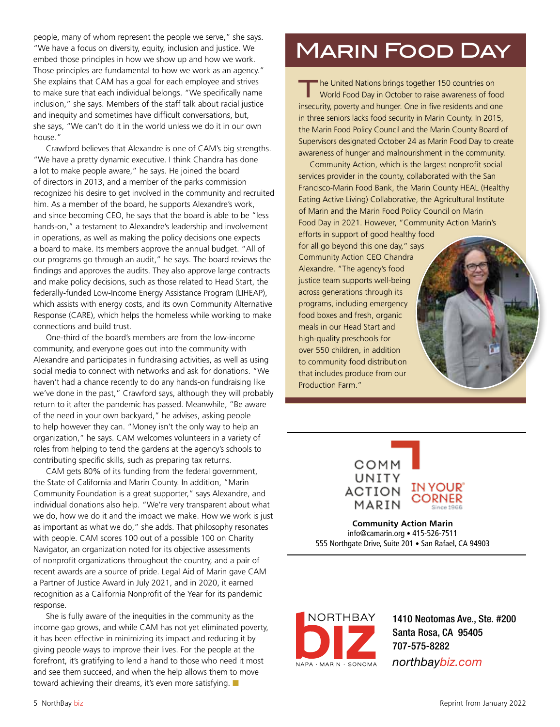people, many of whom represent the people we serve," she says. "We have a focus on diversity, equity, inclusion and justice. We embed those principles in how we show up and how we work. Those principles are fundamental to how we work as an agency." She explains that CAM has a goal for each employee and strives to make sure that each individual belongs. "We specifically name inclusion," she says. Members of the staff talk about racial justice and inequity and sometimes have difficult conversations, but, she says, "We can't do it in the world unless we do it in our own house."

Crawford believes that Alexandre is one of CAM's big strengths. "We have a pretty dynamic executive. I think Chandra has done a lot to make people aware," he says. He joined the board of directors in 2013, and a member of the parks commission recognized his desire to get involved in the community and recruited him. As a member of the board, he supports Alexandre's work, and since becoming CEO, he says that the board is able to be "less hands-on," a testament to Alexandre's leadership and involvement in operations, as well as making the policy decisions one expects a board to make. Its members approve the annual budget. "All of our programs go through an audit," he says. The board reviews the findings and approves the audits. They also approve large contracts and make policy decisions, such as those related to Head Start, the federally-funded Low-Income Energy Assistance Program (LIHEAP), which assists with energy costs, and its own Community Alternative Response (CARE), which helps the homeless while working to make connections and build trust.

One-third of the board's members are from the low-income community, and everyone goes out into the community with Alexandre and participates in fundraising activities, as well as using social media to connect with networks and ask for donations. "We haven't had a chance recently to do any hands-on fundraising like we've done in the past," Crawford says, although they will probably return to it after the pandemic has passed. Meanwhile, "Be aware of the need in your own backyard," he advises, asking people to help however they can. "Money isn't the only way to help an organization," he says. CAM welcomes volunteers in a variety of roles from helping to tend the gardens at the agency's schools to contributing specific skills, such as preparing tax returns.

CAM gets 80% of its funding from the federal government, the State of California and Marin County. In addition, "Marin Community Foundation is a great supporter," says Alexandre, and individual donations also help. "We're very transparent about what we do, how we do it and the impact we make. How we work is just as important as what we do," she adds. That philosophy resonates with people. CAM scores 100 out of a possible 100 on Charity Navigator, an organization noted for its objective assessments of nonprofit organizations throughout the country, and a pair of recent awards are a source of pride. Legal Aid of Marin gave CAM a Partner of Justice Award in July 2021, and in 2020, it earned recognition as a California Nonprofit of the Year for its pandemic response.

She is fully aware of the inequities in the community as the income gap grows, and while CAM has not yet eliminated poverty, it has been effective in minimizing its impact and reducing it by giving people ways to improve their lives. For the people at the forefront, it's gratifying to lend a hand to those who need it most and see them succeed, and when the help allows them to move toward achieving their dreams, it's even more satisfying. ■

## Marin Food Day

The United Nations brings together 150 countries on World Food Day in October to raise awareness of food insecurity, poverty and hunger. One in five residents and one in three seniors lacks food security in Marin County. In 2015, the Marin Food Policy Council and the Marin County Board of Supervisors designated October 24 as Marin Food Day to create awareness of hunger and malnourishment in the community.

Community Action, which is the largest nonprofit social services provider in the county, collaborated with the San Francisco-Marin Food Bank, the Marin County HEAL (Healthy Eating Active Living) Collaborative, the Agricultural Institute of Marin and the Marin Food Policy Council on Marin Food Day in 2021. However, "Community Action Marin's efforts in support of good healthy food for all go beyond this one day," says Community Action CEO Chandra Alexandre. "The agency's food justice team supports well-being across generations through its programs, including emergency food boxes and fresh, organic meals in our Head Start and high-quality preschools for over 550 children, in addition to community food distribution that includes produce from our Production Farm."

COMMUNITY ACTION MARIN IN YOUR CORNER Since 1966

**Community Action Marin**
info@camarin.org • 415-526-7511
555 Northgate Drive, Suite 201 • San Rafael, CA 94903

NORTHBAY biz NAPA · MARIN · SONOMA

**1410 Neotomas Ave., Ste. #200**
**Santa Rosa, CA 95405**
**707-575-8282**
*northbaybiz.com*

Reprint from January 2022